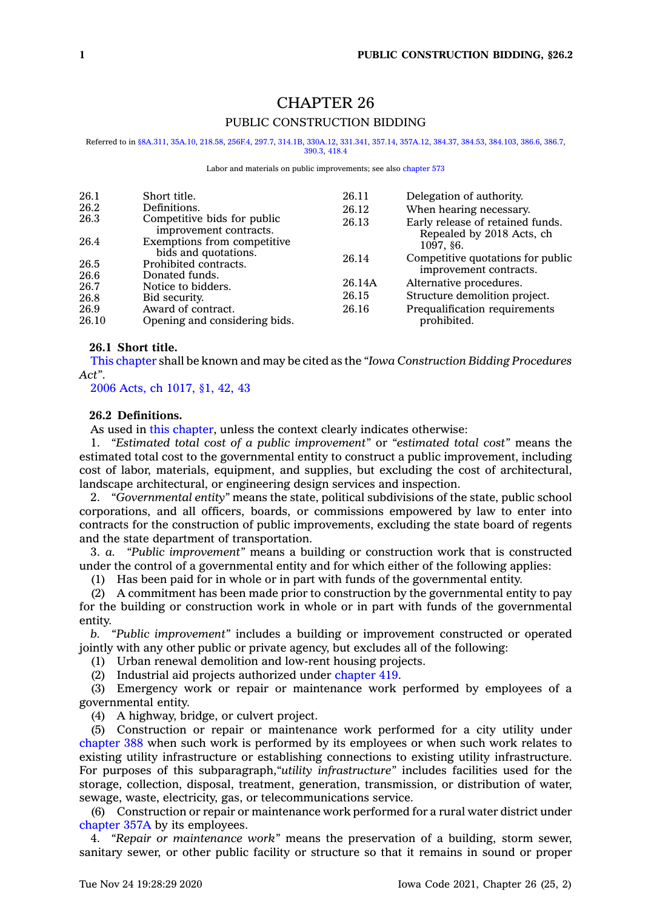# CHAPTER 26

## PUBLIC CONSTRUCTION BIDDING

Referred to in §8A.311, 35A.10, 218.58, 256F.4, 297.7, 314.1B, 330A.12, 331.341, 357.14, 357A.12, 384.37, 384.53, 384.103, 386.6, 386.7, 390.3, 418.4

Labor and materials on public improvements; see also chapter 573

| | |
|---|---|
| 26.1 | Short title. |
| 26.2 | Definitions. |
| 26.3 | Competitive bids for public improvement contracts. |
| 26.4 | Exemptions from competitive bids and quotations. |
| 26.5 | Prohibited contracts. |
| 26.6 | Donated funds. |
| 26.7 | Notice to bidders. |
| 26.8 | Bid security. |
| 26.9 | Award of contract. |
| 26.10 | Opening and considering bids. |
| 26.11 | Delegation of authority. |
| 26.12 | When hearing necessary. |
| 26.13 | Early release of retained funds. Repealed by 2018 Acts, ch 1097, §6. |
| 26.14 | Competitive quotations for public improvement contracts. |
| 26.14A | Alternative procedures. |
| 26.15 | Structure demolition project. |
| 26.16 | Prequalification requirements prohibited. |

**26.1 Short title.**

This chapter shall be known and may be cited as the *"Iowa Construction Bidding Procedures Act"*.

2006 Acts, ch 1017, §1, 42, 43

**26.2 Definitions.**

As used in this chapter, unless the context clearly indicates otherwise:

1. *"Estimated total cost of a public improvement"* or *"estimated total cost"* means the estimated total cost to the governmental entity to construct a public improvement, including cost of labor, materials, equipment, and supplies, but excluding the cost of architectural, landscape architectural, or engineering design services and inspection.

2. *"Governmental entity"* means the state, political subdivisions of the state, public school corporations, and all officers, boards, or commissions empowered by law to enter into contracts for the construction of public improvements, excluding the state board of regents and the state department of transportation.

3. *a. "Public improvement"* means a building or construction work that is constructed under the control of a governmental entity and for which either of the following applies:

(1) Has been paid for in whole or in part with funds of the governmental entity.

(2) A commitment has been made prior to construction by the governmental entity to pay for the building or construction work in whole or in part with funds of the governmental entity.

*b. "Public improvement"* includes a building or improvement constructed or operated jointly with any other public or private agency, but excludes all of the following:

(1) Urban renewal demolition and low-rent housing projects.

(2) Industrial aid projects authorized under chapter 419.

(3) Emergency work or repair or maintenance work performed by employees of a governmental entity.

(4) A highway, bridge, or culvert project.

(5) Construction or repair or maintenance work performed for a city utility under chapter 388 when such work is performed by its employees or when such work relates to existing utility infrastructure or establishing connections to existing utility infrastructure. For purposes of this subparagraph,*"utility infrastructure"* includes facilities used for the storage, collection, disposal, treatment, generation, transmission, or distribution of water, sewage, waste, electricity, gas, or telecommunications service.

(6) Construction or repair or maintenance work performed for a rural water district under chapter 357A by its employees.

4. *"Repair or maintenance work"* means the preservation of a building, storm sewer, sanitary sewer, or other public facility or structure so that it remains in sound or proper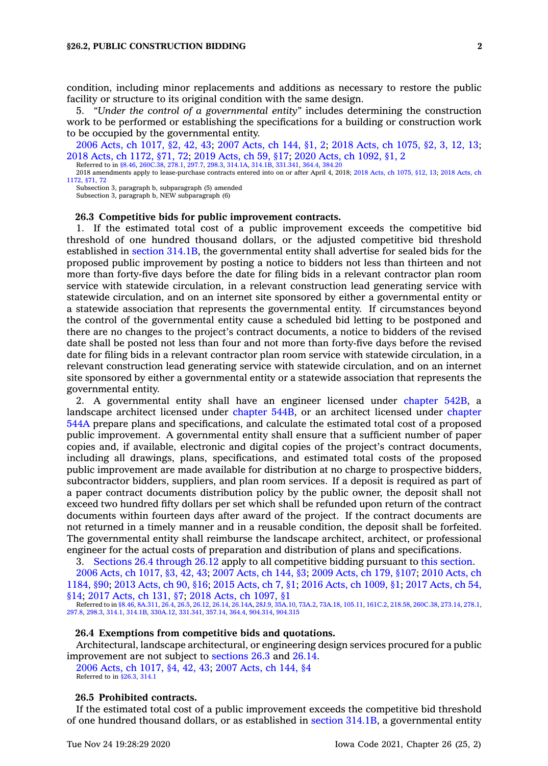condition, including minor replacements and additions as necessary to restore the public facility or structure to its original condition with the same design.

5. *"Under the control of a governmental entity"* includes determining the construction work to be performed or establishing the specifications for a building or construction work to be occupied by the governmental entity.

2006 Acts, ch 1017, §2, 42, 43; 2007 Acts, ch 144, §1, 2; 2018 Acts, ch 1075, §2, 3, 12, 13; 2018 Acts, ch 1172, §71, 72; 2019 Acts, ch 59, §17; 2020 Acts, ch 1092, §1, 2

Referred to in §8.46, 260C.38, 278.1, 297.7, 298.3, 314.1A, 314.1B, 331.341, 364.4, 384.20

2018 amendments apply to lease-purchase contracts entered into on or after April 4, 2018; 2018 Acts, ch 1075, §12, 13; 2018 Acts, ch 1172, §71, 72

Subsection 3, paragraph b, subparagraph (5) amended

Subsection 3, paragraph b, NEW subparagraph (6)

### 26.3 Competitive bids for public improvement contracts.

1. If the estimated total cost of a public improvement exceeds the competitive bid threshold of one hundred thousand dollars, or the adjusted competitive bid threshold established in section 314.1B, the governmental entity shall advertise for sealed bids for the proposed public improvement by posting a notice to bidders not less than thirteen and not more than forty-five days before the date for filing bids in a relevant contractor plan room service with statewide circulation, in a relevant construction lead generating service with statewide circulation, and on an internet site sponsored by either a governmental entity or a statewide association that represents the governmental entity. If circumstances beyond the control of the governmental entity cause a scheduled bid letting to be postponed and there are no changes to the project's contract documents, a notice to bidders of the revised date shall be posted not less than four and not more than forty-five days before the revised date for filing bids in a relevant contractor plan room service with statewide circulation, in a relevant construction lead generating service with statewide circulation, and on an internet site sponsored by either a governmental entity or a statewide association that represents the governmental entity.

2. A governmental entity shall have an engineer licensed under chapter 542B, a landscape architect licensed under chapter 544B, or an architect licensed under chapter 544A prepare plans and specifications, and calculate the estimated total cost of a proposed public improvement. A governmental entity shall ensure that a sufficient number of paper copies and, if available, electronic and digital copies of the project's contract documents, including all drawings, plans, specifications, and estimated total costs of the proposed public improvement are made available for distribution at no charge to prospective bidders, subcontractor bidders, suppliers, and plan room services. If a deposit is required as part of a paper contract documents distribution policy by the public owner, the deposit shall not exceed two hundred fifty dollars per set which shall be refunded upon return of the contract documents within fourteen days after award of the project. If the contract documents are not returned in a timely manner and in a reusable condition, the deposit shall be forfeited. The governmental entity shall reimburse the landscape architect, architect, or professional engineer for the actual costs of preparation and distribution of plans and specifications.

3. Sections 26.4 through 26.12 apply to all competitive bidding pursuant to this section.

2006 Acts, ch 1017, §3, 42, 43; 2007 Acts, ch 144, §3; 2009 Acts, ch 179, §107; 2010 Acts, ch 1184, §90; 2013 Acts, ch 90, §16; 2015 Acts, ch 7, §1; 2016 Acts, ch 1009, §1; 2017 Acts, ch 54, §14; 2017 Acts, ch 131, §7; 2018 Acts, ch 1097, §1

Referred to in §8.46, 8A.311, 26.4, 26.5, 26.12, 26.14, 26.14A, 28J.9, 35A.10, 73A.2, 73A.18, 105.11, 161C.2, 218.58, 260C.38, 273.14, 278.1, 297.8, 298.3, 314.1, 314.1B, 330A.12, 331.341, 357.14, 364.4, 904.314, 904.315

### 26.4 Exemptions from competitive bids and quotations.

Architectural, landscape architectural, or engineering design services procured for a public improvement are not subject to sections 26.3 and 26.14.

2006 Acts, ch 1017, §4, 42, 43; 2007 Acts, ch 144, §4

Referred to in §26.3, 314.1

### 26.5 Prohibited contracts.

If the estimated total cost of a public improvement exceeds the competitive bid threshold of one hundred thousand dollars, or as established in section 314.1B, a governmental entity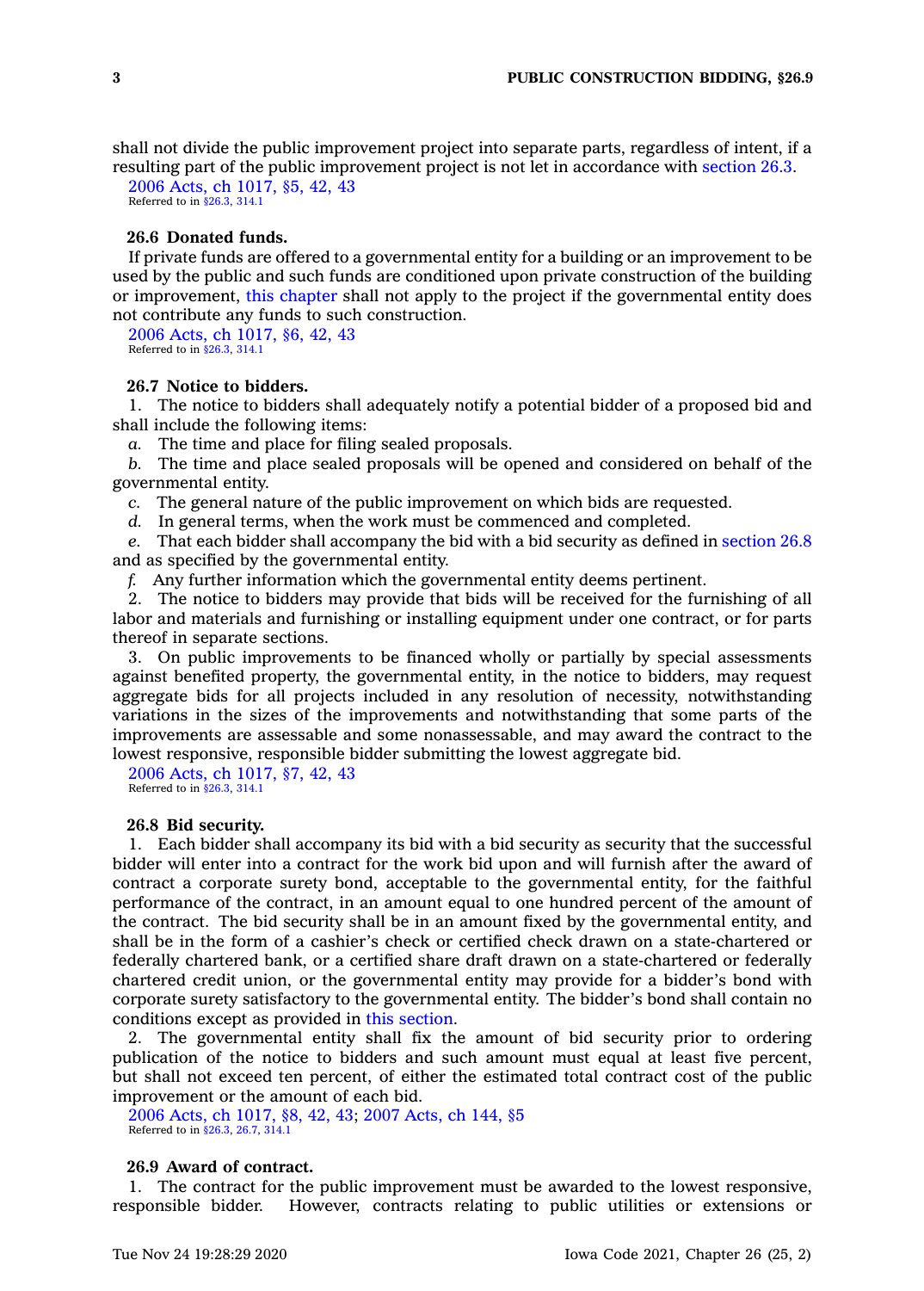shall not divide the public improvement project into separate parts, regardless of intent, if a resulting part of the public improvement project is not let in accordance with section 26.3.

2006 Acts, ch 1017, §5, 42, 43
Referred to in §26.3, 314.1

### 26.6 Donated funds.

If private funds are offered to a governmental entity for a building or an improvement to be used by the public and such funds are conditioned upon private construction of the building or improvement, this chapter shall not apply to the project if the governmental entity does not contribute any funds to such construction.

2006 Acts, ch 1017, §6, 42, 43
Referred to in §26.3, 314.1

### 26.7 Notice to bidders.

1. The notice to bidders shall adequately notify a potential bidder of a proposed bid and shall include the following items:

*a.* The time and place for filing sealed proposals.

*b.* The time and place sealed proposals will be opened and considered on behalf of the governmental entity.

*c.* The general nature of the public improvement on which bids are requested.

*d.* In general terms, when the work must be commenced and completed.

*e.* That each bidder shall accompany the bid with a bid security as defined in section 26.8 and as specified by the governmental entity.

*f.* Any further information which the governmental entity deems pertinent.

2. The notice to bidders may provide that bids will be received for the furnishing of all labor and materials and furnishing or installing equipment under one contract, or for parts thereof in separate sections.

3. On public improvements to be financed wholly or partially by special assessments against benefited property, the governmental entity, in the notice to bidders, may request aggregate bids for all projects included in any resolution of necessity, notwithstanding variations in the sizes of the improvements and notwithstanding that some parts of the improvements are assessable and some nonassessable, and may award the contract to the lowest responsive, responsible bidder submitting the lowest aggregate bid.

2006 Acts, ch 1017, §7, 42, 43
Referred to in §26.3, 314.1

### 26.8 Bid security.

1. Each bidder shall accompany its bid with a bid security as security that the successful bidder will enter into a contract for the work bid upon and will furnish after the award of contract a corporate surety bond, acceptable to the governmental entity, for the faithful performance of the contract, in an amount equal to one hundred percent of the amount of the contract. The bid security shall be in an amount fixed by the governmental entity, and shall be in the form of a cashier's check or certified check drawn on a state-chartered or federally chartered bank, or a certified share draft drawn on a state-chartered or federally chartered credit union, or the governmental entity may provide for a bidder's bond with corporate surety satisfactory to the governmental entity. The bidder's bond shall contain no conditions except as provided in this section.

2. The governmental entity shall fix the amount of bid security prior to ordering publication of the notice to bidders and such amount must equal at least five percent, but shall not exceed ten percent, of either the estimated total contract cost of the public improvement or the amount of each bid.

2006 Acts, ch 1017, §8, 42, 43; 2007 Acts, ch 144, §5
Referred to in §26.3, 26.7, 314.1

### 26.9 Award of contract.

1. The contract for the public improvement must be awarded to the lowest responsive, responsible bidder. However, contracts relating to public utilities or extensions or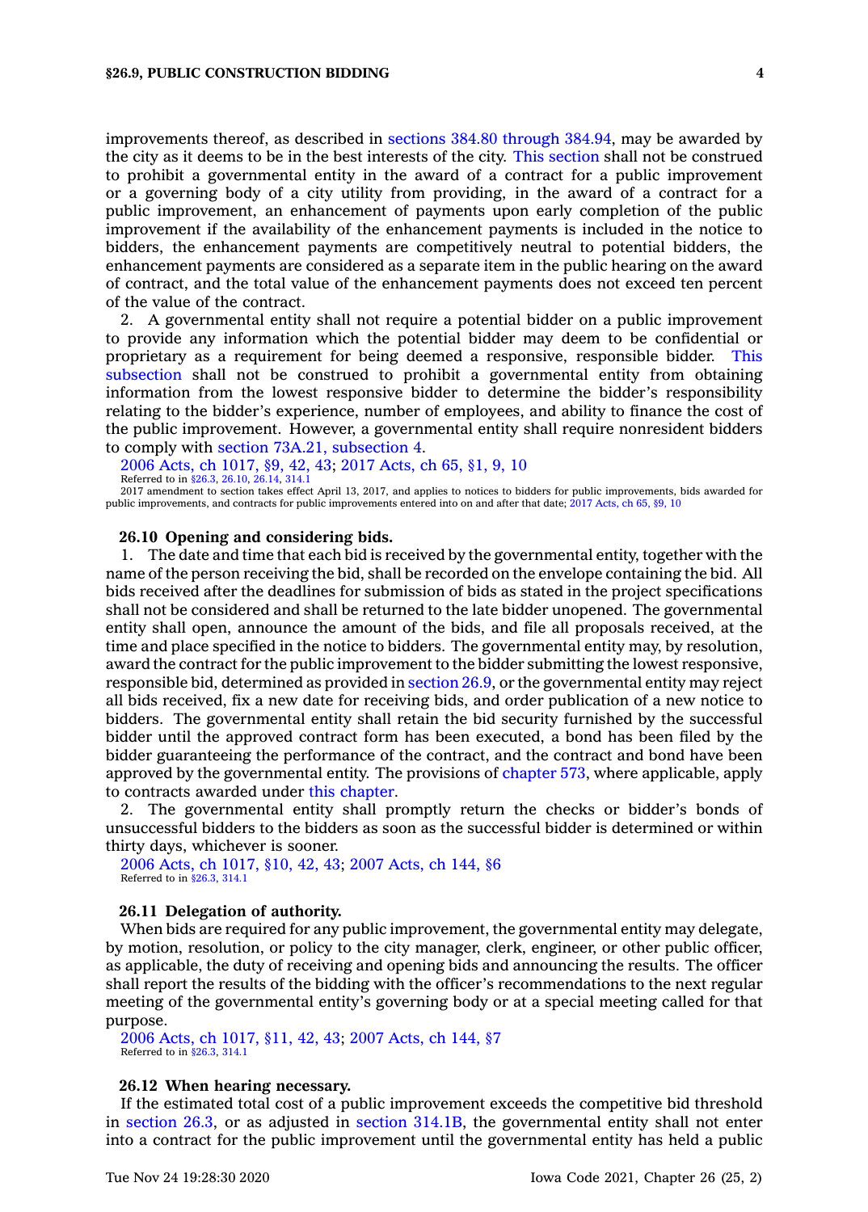improvements thereof, as described in sections 384.80 through 384.94, may be awarded by the city as it deems to be in the best interests of the city. This section shall not be construed to prohibit a governmental entity in the award of a contract for a public improvement or a governing body of a city utility from providing, in the award of a contract for a public improvement, an enhancement of payments upon early completion of the public improvement if the availability of the enhancement payments is included in the notice to bidders, the enhancement payments are competitively neutral to potential bidders, the enhancement payments are considered as a separate item in the public hearing on the award of contract, and the total value of the enhancement payments does not exceed ten percent of the value of the contract.

2. A governmental entity shall not require a potential bidder on a public improvement to provide any information which the potential bidder may deem to be confidential or proprietary as a requirement for being deemed a responsive, responsible bidder. This subsection shall not be construed to prohibit a governmental entity from obtaining information from the lowest responsive bidder to determine the bidder's responsibility relating to the bidder's experience, number of employees, and ability to finance the cost of the public improvement. However, a governmental entity shall require nonresident bidders to comply with section 73A.21, subsection 4.

2006 Acts, ch 1017, §9, 42, 43; 2017 Acts, ch 65, §1, 9, 10
Referred to in §26.3, 26.10, 26.14, 314.1
2017 amendment to section takes effect April 13, 2017, and applies to notices to bidders for public improvements, bids awarded for public improvements, and contracts for public improvements entered into on and after that date; 2017 Acts, ch 65, §9, 10

**26.10 Opening and considering bids.**

1. The date and time that each bid is received by the governmental entity, together with the name of the person receiving the bid, shall be recorded on the envelope containing the bid. All bids received after the deadlines for submission of bids as stated in the project specifications shall not be considered and shall be returned to the late bidder unopened. The governmental entity shall open, announce the amount of the bids, and file all proposals received, at the time and place specified in the notice to bidders. The governmental entity may, by resolution, award the contract for the public improvement to the bidder submitting the lowest responsive, responsible bid, determined as provided in section 26.9, or the governmental entity may reject all bids received, fix a new date for receiving bids, and order publication of a new notice to bidders. The governmental entity shall retain the bid security furnished by the successful bidder until the approved contract form has been executed, a bond has been filed by the bidder guaranteeing the performance of the contract, and the contract and bond have been approved by the governmental entity. The provisions of chapter 573, where applicable, apply to contracts awarded under this chapter.

2. The governmental entity shall promptly return the checks or bidder's bonds of unsuccessful bidders to the bidders as soon as the successful bidder is determined or within thirty days, whichever is sooner.

2006 Acts, ch 1017, §10, 42, 43; 2007 Acts, ch 144, §6
Referred to in §26.3, 314.1

**26.11 Delegation of authority.**

When bids are required for any public improvement, the governmental entity may delegate, by motion, resolution, or policy to the city manager, clerk, engineer, or other public officer, as applicable, the duty of receiving and opening bids and announcing the results. The officer shall report the results of the bidding with the officer's recommendations to the next regular meeting of the governmental entity's governing body or at a special meeting called for that purpose.

2006 Acts, ch 1017, §11, 42, 43; 2007 Acts, ch 144, §7
Referred to in §26.3, 314.1

**26.12 When hearing necessary.**

If the estimated total cost of a public improvement exceeds the competitive bid threshold in section 26.3, or as adjusted in section 314.1B, the governmental entity shall not enter into a contract for the public improvement until the governmental entity has held a public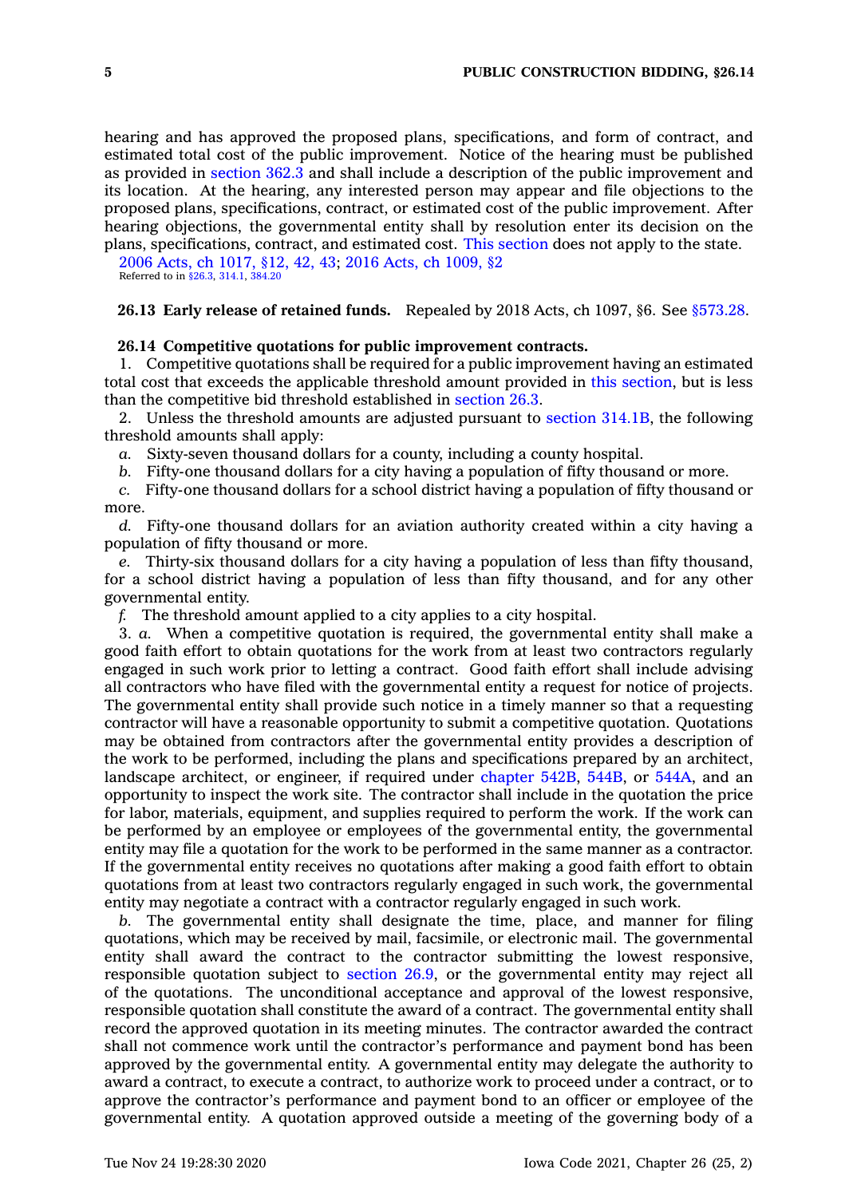hearing and has approved the proposed plans, specifications, and form of contract, and estimated total cost of the public improvement. Notice of the hearing must be published as provided in section 362.3 and shall include a description of the public improvement and its location. At the hearing, any interested person may appear and file objections to the proposed plans, specifications, contract, or estimated cost of the public improvement. After hearing objections, the governmental entity shall by resolution enter its decision on the plans, specifications, contract, and estimated cost. This section does not apply to the state.

2006 Acts, ch 1017, §12, 42, 43; 2016 Acts, ch 1009, §2
Referred to in §26.3, 314.1, 384.20

**26.13 Early release of retained funds.** Repealed by 2018 Acts, ch 1097, §6. See §573.28.

**26.14 Competitive quotations for public improvement contracts.**

1. Competitive quotations shall be required for a public improvement having an estimated total cost that exceeds the applicable threshold amount provided in this section, but is less than the competitive bid threshold established in section 26.3.

2. Unless the threshold amounts are adjusted pursuant to section 314.1B, the following threshold amounts shall apply:

*a.* Sixty-seven thousand dollars for a county, including a county hospital.

*b.* Fifty-one thousand dollars for a city having a population of fifty thousand or more.

*c.* Fifty-one thousand dollars for a school district having a population of fifty thousand or more.

*d.* Fifty-one thousand dollars for an aviation authority created within a city having a population of fifty thousand or more.

*e.* Thirty-six thousand dollars for a city having a population of less than fifty thousand, for a school district having a population of less than fifty thousand, and for any other governmental entity.

*f.* The threshold amount applied to a city applies to a city hospital.

3. *a.* When a competitive quotation is required, the governmental entity shall make a good faith effort to obtain quotations for the work from at least two contractors regularly engaged in such work prior to letting a contract. Good faith effort shall include advising all contractors who have filed with the governmental entity a request for notice of projects. The governmental entity shall provide such notice in a timely manner so that a requesting contractor will have a reasonable opportunity to submit a competitive quotation. Quotations may be obtained from contractors after the governmental entity provides a description of the work to be performed, including the plans and specifications prepared by an architect, landscape architect, or engineer, if required under chapter 542B, 544B, or 544A, and an opportunity to inspect the work site. The contractor shall include in the quotation the price for labor, materials, equipment, and supplies required to perform the work. If the work can be performed by an employee or employees of the governmental entity, the governmental entity may file a quotation for the work to be performed in the same manner as a contractor. If the governmental entity receives no quotations after making a good faith effort to obtain quotations from at least two contractors regularly engaged in such work, the governmental entity may negotiate a contract with a contractor regularly engaged in such work.

*b.* The governmental entity shall designate the time, place, and manner for filing quotations, which may be received by mail, facsimile, or electronic mail. The governmental entity shall award the contract to the contractor submitting the lowest responsive, responsible quotation subject to section 26.9, or the governmental entity may reject all of the quotations. The unconditional acceptance and approval of the lowest responsive, responsible quotation shall constitute the award of a contract. The governmental entity shall record the approved quotation in its meeting minutes. The contractor awarded the contract shall not commence work until the contractor's performance and payment bond has been approved by the governmental entity. A governmental entity may delegate the authority to award a contract, to execute a contract, to authorize work to proceed under a contract, or to approve the contractor's performance and payment bond to an officer or employee of the governmental entity. A quotation approved outside a meeting of the governing body of a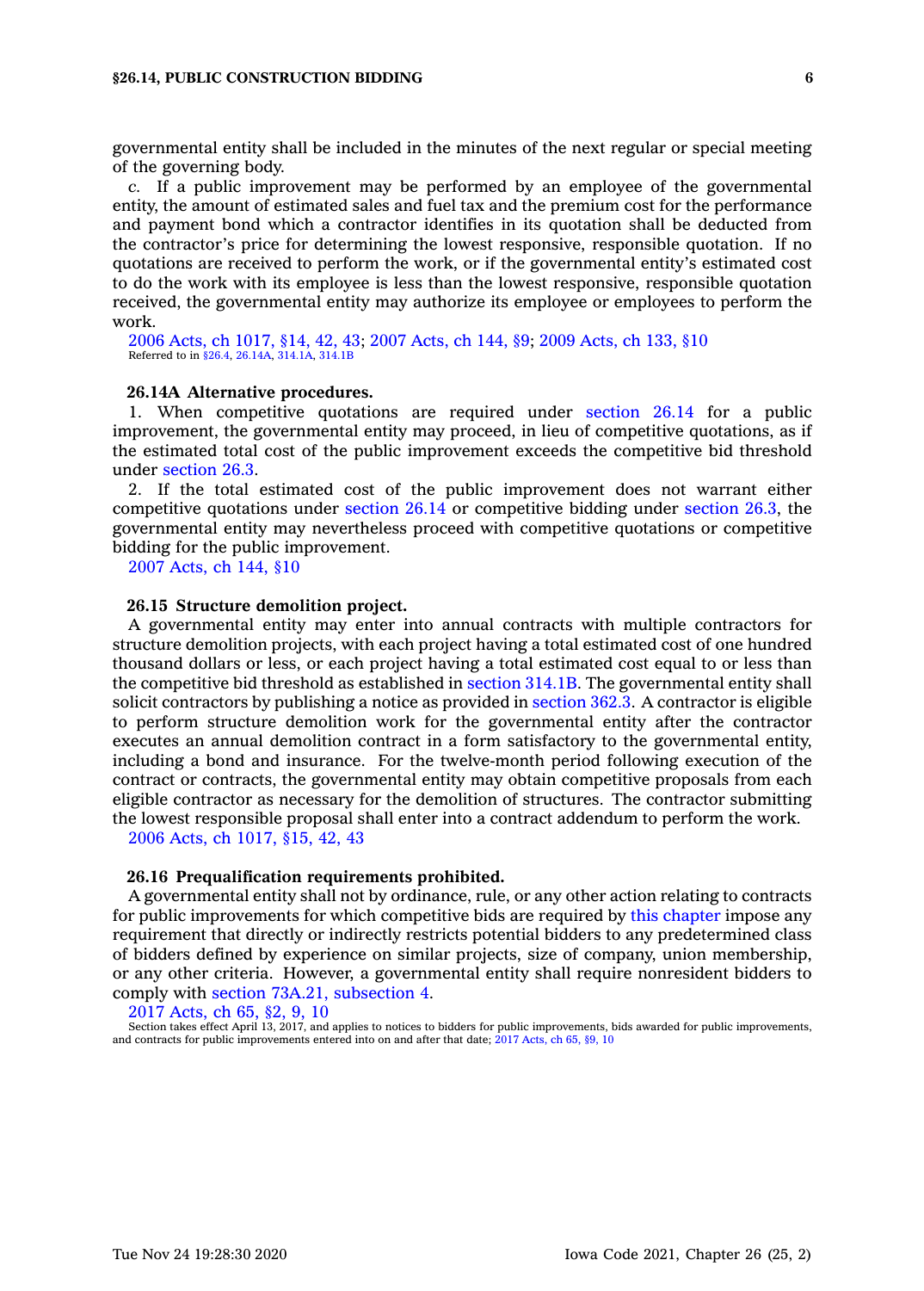governmental entity shall be included in the minutes of the next regular or special meeting of the governing body.

*c.* If a public improvement may be performed by an employee of the governmental entity, the amount of estimated sales and fuel tax and the premium cost for the performance and payment bond which a contractor identifies in its quotation shall be deducted from the contractor's price for determining the lowest responsive, responsible quotation. If no quotations are received to perform the work, or if the governmental entity's estimated cost to do the work with its employee is less than the lowest responsive, responsible quotation received, the governmental entity may authorize its employee or employees to perform the work.

2006 Acts, ch 1017, §14, 42, 43; 2007 Acts, ch 144, §9; 2009 Acts, ch 133, §10
Referred to in §26.4, 26.14A, 314.1A, 314.1B

**26.14A Alternative procedures.**

1. When competitive quotations are required under section 26.14 for a public improvement, the governmental entity may proceed, in lieu of competitive quotations, as if the estimated total cost of the public improvement exceeds the competitive bid threshold under section 26.3.

2. If the total estimated cost of the public improvement does not warrant either competitive quotations under section 26.14 or competitive bidding under section 26.3, the governmental entity may nevertheless proceed with competitive quotations or competitive bidding for the public improvement.

2007 Acts, ch 144, §10

**26.15 Structure demolition project.**

A governmental entity may enter into annual contracts with multiple contractors for structure demolition projects, with each project having a total estimated cost of one hundred thousand dollars or less, or each project having a total estimated cost equal to or less than the competitive bid threshold as established in section 314.1B. The governmental entity shall solicit contractors by publishing a notice as provided in section 362.3. A contractor is eligible to perform structure demolition work for the governmental entity after the contractor executes an annual demolition contract in a form satisfactory to the governmental entity, including a bond and insurance. For the twelve-month period following execution of the contract or contracts, the governmental entity may obtain competitive proposals from each eligible contractor as necessary for the demolition of structures. The contractor submitting the lowest responsible proposal shall enter into a contract addendum to perform the work.

2006 Acts, ch 1017, §15, 42, 43

**26.16 Prequalification requirements prohibited.**

A governmental entity shall not by ordinance, rule, or any other action relating to contracts for public improvements for which competitive bids are required by this chapter impose any requirement that directly or indirectly restricts potential bidders to any predetermined class of bidders defined by experience on similar projects, size of company, union membership, or any other criteria. However, a governmental entity shall require nonresident bidders to comply with section 73A.21, subsection 4.

2017 Acts, ch 65, §2, 9, 10
Section takes effect April 13, 2017, and applies to notices to bidders for public improvements, bids awarded for public improvements, and contracts for public improvements entered into on and after that date; 2017 Acts, ch 65, §9, 10